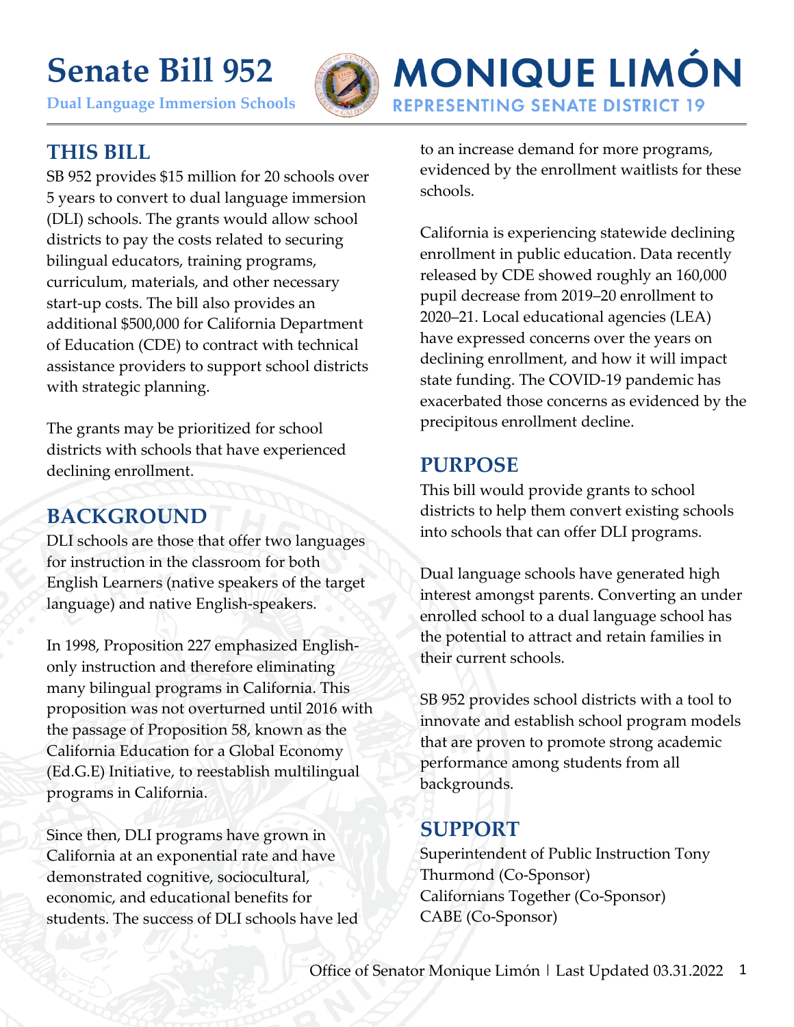# Senate Bill 952

**Dual Language Immersion Schools**

**MONIQUE LIMÓN**
**REPRESENTING SENATE DISTRICT 19**

## THIS BILL

SB 952 provides $15 million for 20 schools over 5 years to convert to dual language immersion (DLI) schools. The grants would allow school districts to pay the costs related to securing bilingual educators, training programs, curriculum, materials, and other necessary start-up costs. The bill also provides an additional $500,000 for California Department of Education (CDE) to contract with technical assistance providers to support school districts with strategic planning.

The grants may be prioritized for school districts with schools that have experienced declining enrollment.

## BACKGROUND

DLI schools are those that offer two languages for instruction in the classroom for both English Learners (native speakers of the target language) and native English-speakers.

In 1998, Proposition 227 emphasized English-only instruction and therefore eliminating many bilingual programs in California. This proposition was not overturned until 2016 with the passage of Proposition 58, known as the California Education for a Global Economy (Ed.G.E) Initiative, to reestablish multilingual programs in California.

Since then, DLI programs have grown in California at an exponential rate and have demonstrated cognitive, sociocultural, economic, and educational benefits for students. The success of DLI schools have led to an increase demand for more programs, evidenced by the enrollment waitlists for these schools.

California is experiencing statewide declining enrollment in public education. Data recently released by CDE showed roughly an 160,000 pupil decrease from 2019–20 enrollment to 2020–21. Local educational agencies (LEA) have expressed concerns over the years on declining enrollment, and how it will impact state funding. The COVID-19 pandemic has exacerbated those concerns as evidenced by the precipitous enrollment decline.

## PURPOSE

This bill would provide grants to school districts to help them convert existing schools into schools that can offer DLI programs.

Dual language schools have generated high interest amongst parents. Converting an under enrolled school to a dual language school has the potential to attract and retain families in their current schools.

SB 952 provides school districts with a tool to innovate and establish school program models that are proven to promote strong academic performance among students from all backgrounds.

## SUPPORT

Superintendent of Public Instruction Tony Thurmond (Co-Sponsor)
Californians Together (Co-Sponsor)
CABE (Co-Sponsor)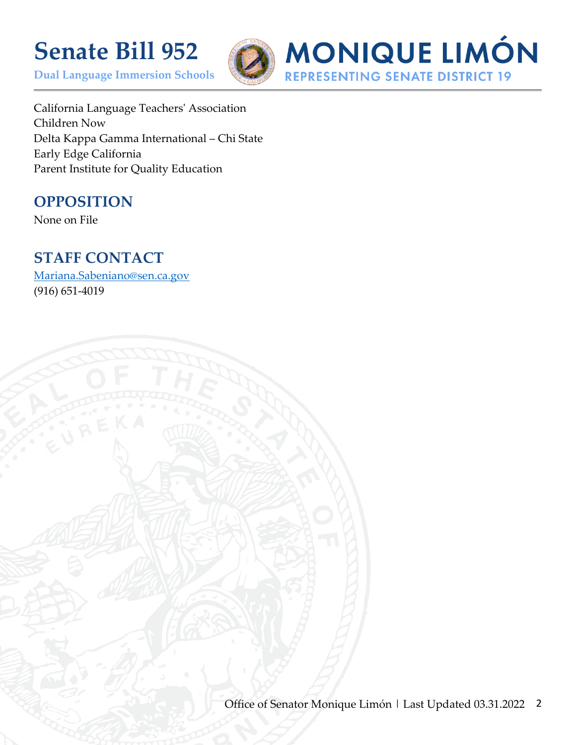California Language Teachers' Association
Children Now
Delta Kappa Gamma International – Chi State
Early Edge California
Parent Institute for Quality Education

## OPPOSITION

None on File

## STAFF CONTACT

Mariana.Sabeniano@sen.ca.gov
(916) 651-4019